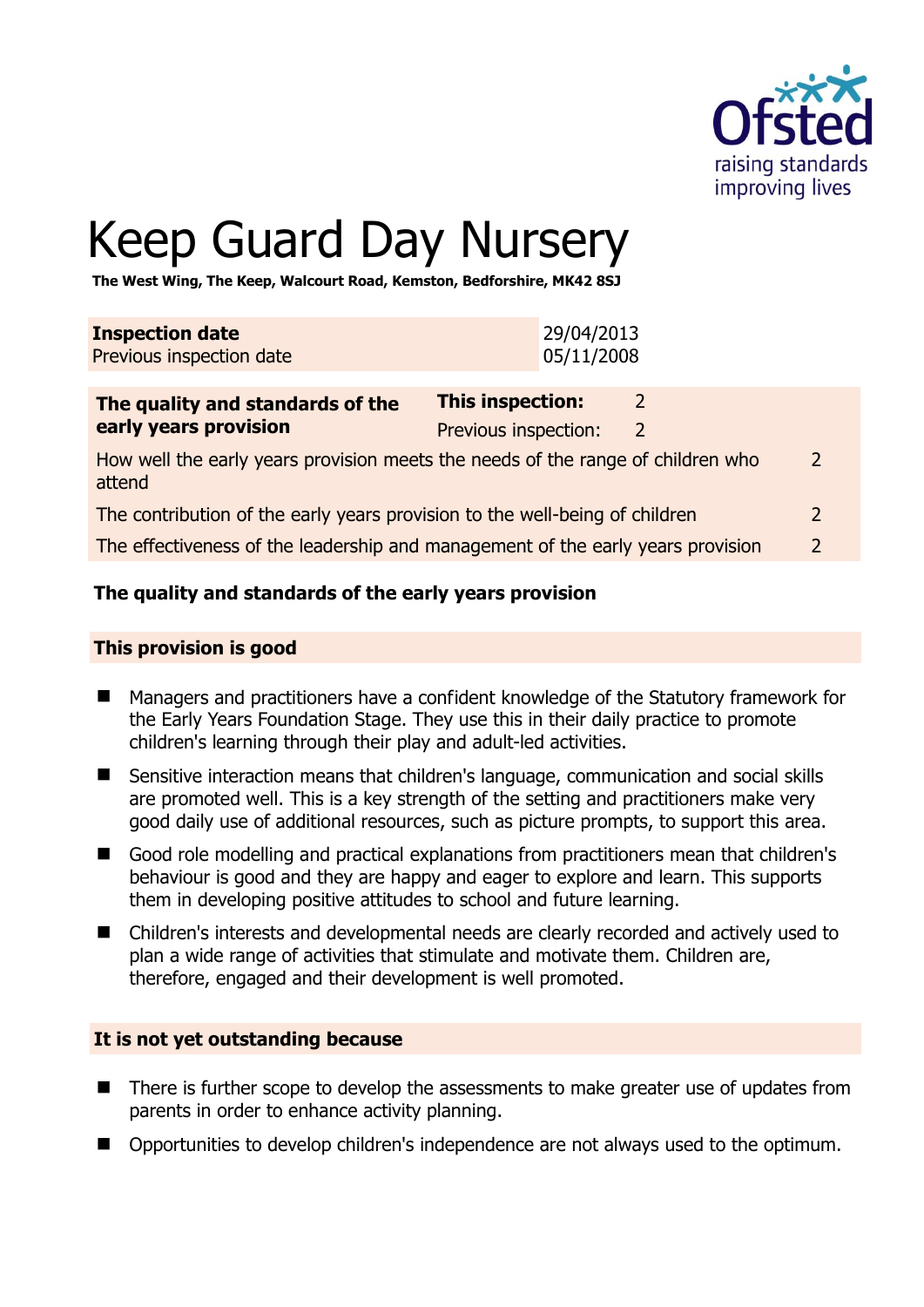# Keep Guard Day Nursery

**The West Wing, The Keep, Walcourt Road, Kemston, Bedforshire, MK42 8SJ**

| **Inspection date** | 29/04/2013 |
|---|---|
| Previous inspection date | 05/11/2008 |

| **The quality and standards of the early years provision** | **This inspection:** | 2 |
|---|---|---|
| | Previous inspection: | 2 |
| How well the early years provision meets the needs of the range of children who attend | | 2 |
| The contribution of the early years provision to the well-being of children | | 2 |
| The effectiveness of the leadership and management of the early years provision | | 2 |

## The quality and standards of the early years provision

### This provision is good

- Managers and practitioners have a confident knowledge of the Statutory framework for the Early Years Foundation Stage. They use this in their daily practice to promote children's learning through their play and adult-led activities.
- Sensitive interaction means that children's language, communication and social skills are promoted well. This is a key strength of the setting and practitioners make very good daily use of additional resources, such as picture prompts, to support this area.
- Good role modelling and practical explanations from practitioners mean that children's behaviour is good and they are happy and eager to explore and learn. This supports them in developing positive attitudes to school and future learning.
- Children's interests and developmental needs are clearly recorded and actively used to plan a wide range of activities that stimulate and motivate them. Children are, therefore, engaged and their development is well promoted.

### It is not yet outstanding because

- There is further scope to develop the assessments to make greater use of updates from parents in order to enhance activity planning.
- Opportunities to develop children's independence are not always used to the optimum.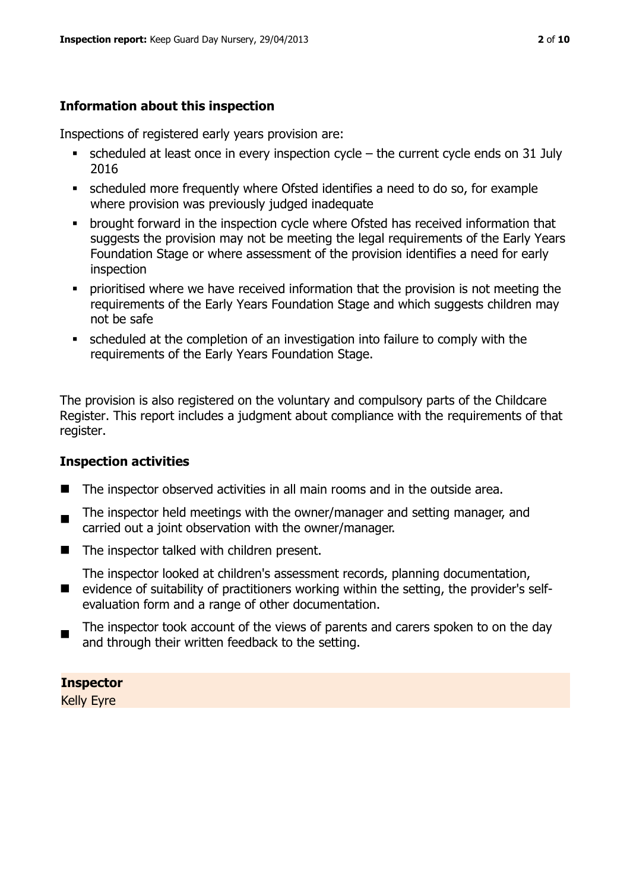## Information about this inspection

Inspections of registered early years provision are:

- scheduled at least once in every inspection cycle – the current cycle ends on 31 July 2016
- scheduled more frequently where Ofsted identifies a need to do so, for example where provision was previously judged inadequate
- brought forward in the inspection cycle where Ofsted has received information that suggests the provision may not be meeting the legal requirements of the Early Years Foundation Stage or where assessment of the provision identifies a need for early inspection
- prioritised where we have received information that the provision is not meeting the requirements of the Early Years Foundation Stage and which suggests children may not be safe
- scheduled at the completion of an investigation into failure to comply with the requirements of the Early Years Foundation Stage.

The provision is also registered on the voluntary and compulsory parts of the Childcare Register. This report includes a judgment about compliance with the requirements of that register.

## Inspection activities

- The inspector observed activities in all main rooms and in the outside area.
- The inspector held meetings with the owner/manager and setting manager, and carried out a joint observation with the owner/manager.
- The inspector talked with children present.
- The inspector looked at children's assessment records, planning documentation, evidence of suitability of practitioners working within the setting, the provider's self-evaluation form and a range of other documentation.
- The inspector took account of the views of parents and carers spoken to on the day and through their written feedback to the setting.

**Inspector**
Kelly Eyre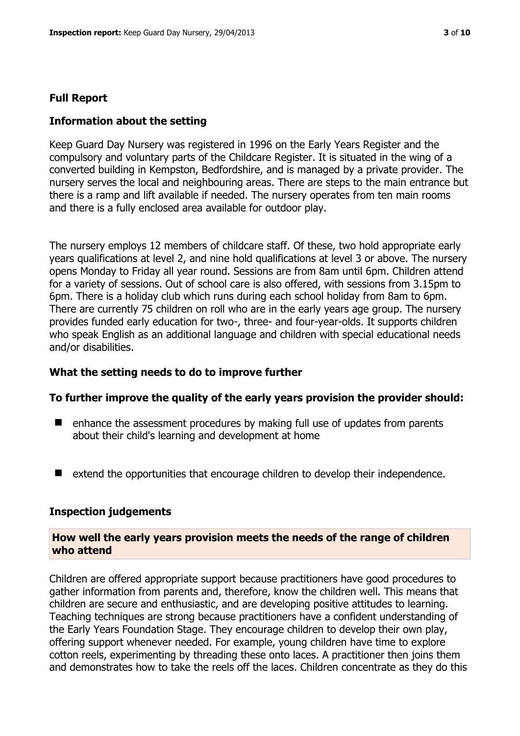## Full Report

### Information about the setting

Keep Guard Day Nursery was registered in 1996 on the Early Years Register and the compulsory and voluntary parts of the Childcare Register. It is situated in the wing of a converted building in Kempston, Bedfordshire, and is managed by a private provider. The nursery serves the local and neighbouring areas. There are steps to the main entrance but there is a ramp and lift available if needed. The nursery operates from ten main rooms and there is a fully enclosed area available for outdoor play.

The nursery employs 12 members of childcare staff. Of these, two hold appropriate early years qualifications at level 2, and nine hold qualifications at level 3 or above. The nursery opens Monday to Friday all year round. Sessions are from 8am until 6pm. Children attend for a variety of sessions. Out of school care is also offered, with sessions from 3.15pm to 6pm. There is a holiday club which runs during each school holiday from 8am to 6pm. There are currently 75 children on roll who are in the early years age group. The nursery provides funded early education for two-, three- and four-year-olds. It supports children who speak English as an additional language and children with special educational needs and/or disabilities.

### What the setting needs to do to improve further

**To further improve the quality of the early years provision the provider should:**

- enhance the assessment procedures by making full use of updates from parents about their child's learning and development at home
- extend the opportunities that encourage children to develop their independence.

### Inspection judgements

#### How well the early years provision meets the needs of the range of children who attend

Children are offered appropriate support because practitioners have good procedures to gather information from parents and, therefore, know the children well. This means that children are secure and enthusiastic, and are developing positive attitudes to learning. Teaching techniques are strong because practitioners have a confident understanding of the Early Years Foundation Stage. They encourage children to develop their own play, offering support whenever needed. For example, young children have time to explore cotton reels, experimenting by threading these onto laces. A practitioner then joins them and demonstrates how to take the reels off the laces. Children concentrate as they do this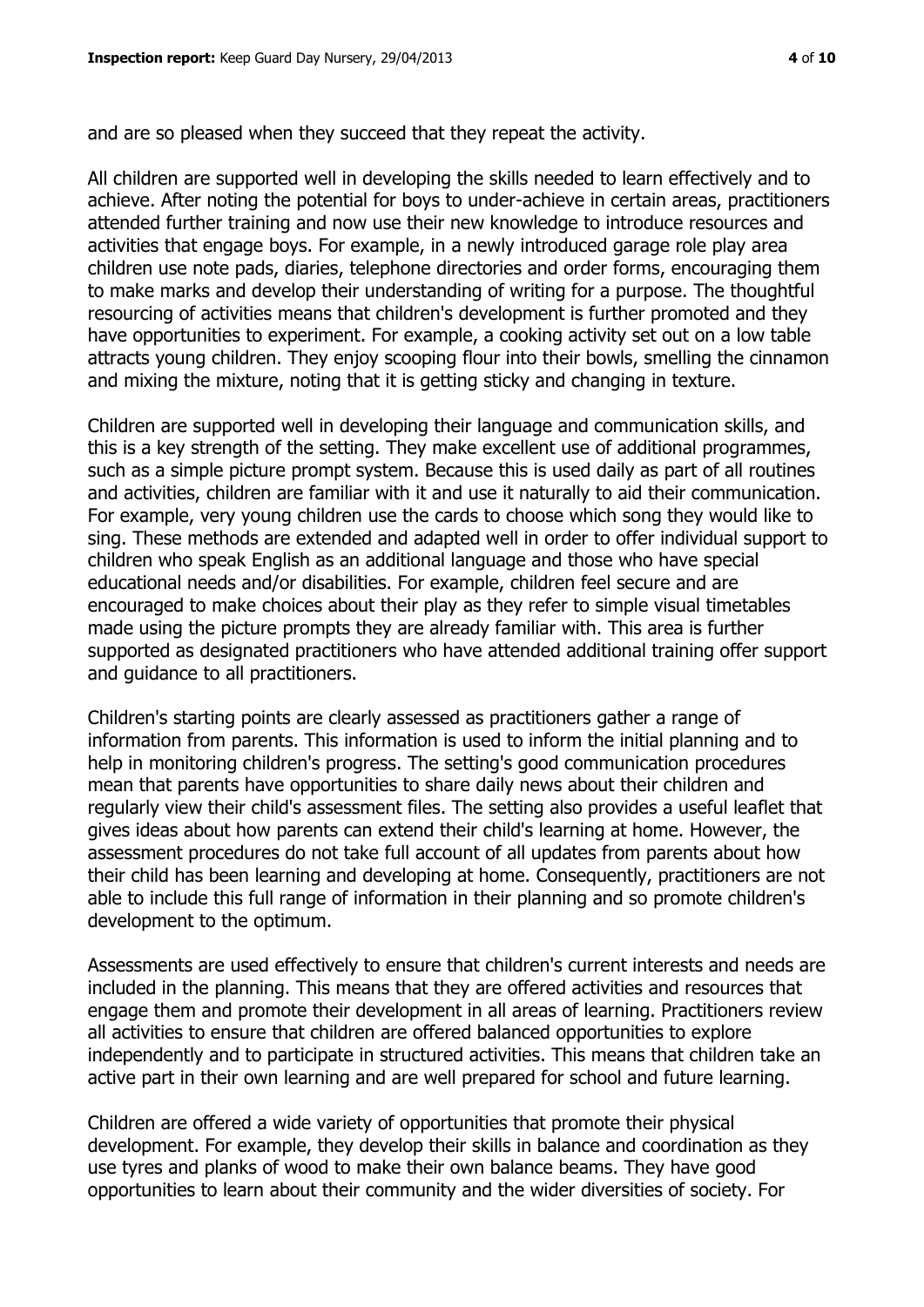and are so pleased when they succeed that they repeat the activity.

All children are supported well in developing the skills needed to learn effectively and to achieve. After noting the potential for boys to under-achieve in certain areas, practitioners attended further training and now use their new knowledge to introduce resources and activities that engage boys. For example, in a newly introduced garage role play area children use note pads, diaries, telephone directories and order forms, encouraging them to make marks and develop their understanding of writing for a purpose. The thoughtful resourcing of activities means that children's development is further promoted and they have opportunities to experiment. For example, a cooking activity set out on a low table attracts young children. They enjoy scooping flour into their bowls, smelling the cinnamon and mixing the mixture, noting that it is getting sticky and changing in texture.

Children are supported well in developing their language and communication skills, and this is a key strength of the setting. They make excellent use of additional programmes, such as a simple picture prompt system. Because this is used daily as part of all routines and activities, children are familiar with it and use it naturally to aid their communication. For example, very young children use the cards to choose which song they would like to sing. These methods are extended and adapted well in order to offer individual support to children who speak English as an additional language and those who have special educational needs and/or disabilities. For example, children feel secure and are encouraged to make choices about their play as they refer to simple visual timetables made using the picture prompts they are already familiar with. This area is further supported as designated practitioners who have attended additional training offer support and guidance to all practitioners.

Children's starting points are clearly assessed as practitioners gather a range of information from parents. This information is used to inform the initial planning and to help in monitoring children's progress. The setting's good communication procedures mean that parents have opportunities to share daily news about their children and regularly view their child's assessment files. The setting also provides a useful leaflet that gives ideas about how parents can extend their child's learning at home. However, the assessment procedures do not take full account of all updates from parents about how their child has been learning and developing at home. Consequently, practitioners are not able to include this full range of information in their planning and so promote children's development to the optimum.

Assessments are used effectively to ensure that children's current interests and needs are included in the planning. This means that they are offered activities and resources that engage them and promote their development in all areas of learning. Practitioners review all activities to ensure that children are offered balanced opportunities to explore independently and to participate in structured activities. This means that children take an active part in their own learning and are well prepared for school and future learning.

Children are offered a wide variety of opportunities that promote their physical development. For example, they develop their skills in balance and coordination as they use tyres and planks of wood to make their own balance beams. They have good opportunities to learn about their community and the wider diversities of society. For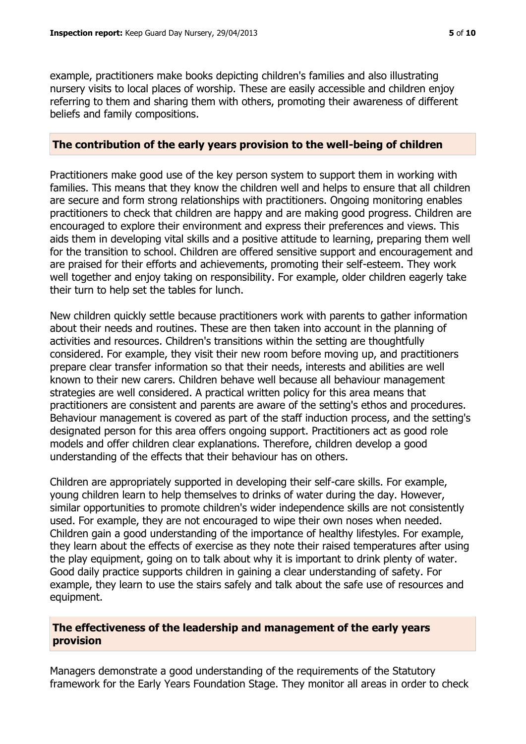example, practitioners make books depicting children's families and also illustrating nursery visits to local places of worship. These are easily accessible and children enjoy referring to them and sharing them with others, promoting their awareness of different beliefs and family compositions.

## The contribution of the early years provision to the well-being of children

Practitioners make good use of the key person system to support them in working with families. This means that they know the children well and helps to ensure that all children are secure and form strong relationships with practitioners. Ongoing monitoring enables practitioners to check that children are happy and are making good progress. Children are encouraged to explore their environment and express their preferences and views. This aids them in developing vital skills and a positive attitude to learning, preparing them well for the transition to school. Children are offered sensitive support and encouragement and are praised for their efforts and achievements, promoting their self-esteem. They work well together and enjoy taking on responsibility. For example, older children eagerly take their turn to help set the tables for lunch.

New children quickly settle because practitioners work with parents to gather information about their needs and routines. These are then taken into account in the planning of activities and resources. Children's transitions within the setting are thoughtfully considered. For example, they visit their new room before moving up, and practitioners prepare clear transfer information so that their needs, interests and abilities are well known to their new carers. Children behave well because all behaviour management strategies are well considered. A practical written policy for this area means that practitioners are consistent and parents are aware of the setting's ethos and procedures. Behaviour management is covered as part of the staff induction process, and the setting's designated person for this area offers ongoing support. Practitioners act as good role models and offer children clear explanations. Therefore, children develop a good understanding of the effects that their behaviour has on others.

Children are appropriately supported in developing their self-care skills. For example, young children learn to help themselves to drinks of water during the day. However, similar opportunities to promote children's wider independence skills are not consistently used. For example, they are not encouraged to wipe their own noses when needed. Children gain a good understanding of the importance of healthy lifestyles. For example, they learn about the effects of exercise as they note their raised temperatures after using the play equipment, going on to talk about why it is important to drink plenty of water. Good daily practice supports children in gaining a clear understanding of safety. For example, they learn to use the stairs safely and talk about the safe use of resources and equipment.

## The effectiveness of the leadership and management of the early years provision

Managers demonstrate a good understanding of the requirements of the Statutory framework for the Early Years Foundation Stage. They monitor all areas in order to check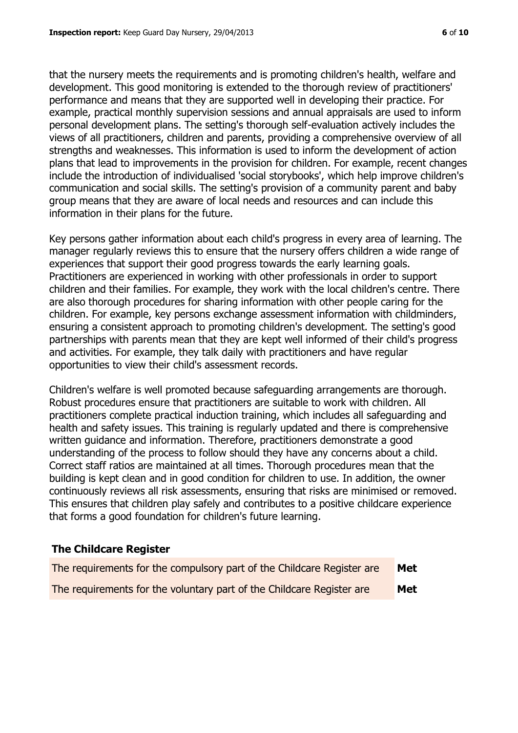that the nursery meets the requirements and is promoting children's health, welfare and development. This good monitoring is extended to the thorough review of practitioners' performance and means that they are supported well in developing their practice. For example, practical monthly supervision sessions and annual appraisals are used to inform personal development plans. The setting's thorough self-evaluation actively includes the views of all practitioners, children and parents, providing a comprehensive overview of all strengths and weaknesses. This information is used to inform the development of action plans that lead to improvements in the provision for children. For example, recent changes include the introduction of individualised 'social storybooks', which help improve children's communication and social skills. The setting's provision of a community parent and baby group means that they are aware of local needs and resources and can include this information in their plans for the future.

Key persons gather information about each child's progress in every area of learning. The manager regularly reviews this to ensure that the nursery offers children a wide range of experiences that support their good progress towards the early learning goals. Practitioners are experienced in working with other professionals in order to support children and their families. For example, they work with the local children's centre. There are also thorough procedures for sharing information with other people caring for the children. For example, key persons exchange assessment information with childminders, ensuring a consistent approach to promoting children's development. The setting's good partnerships with parents mean that they are kept well informed of their child's progress and activities. For example, they talk daily with practitioners and have regular opportunities to view their child's assessment records.

Children's welfare is well promoted because safeguarding arrangements are thorough. Robust procedures ensure that practitioners are suitable to work with children. All practitioners complete practical induction training, which includes all safeguarding and health and safety issues. This training is regularly updated and there is comprehensive written guidance and information. Therefore, practitioners demonstrate a good understanding of the process to follow should they have any concerns about a child. Correct staff ratios are maintained at all times. Thorough procedures mean that the building is kept clean and in good condition for children to use. In addition, the owner continuously reviews all risk assessments, ensuring that risks are minimised or removed. This ensures that children play safely and contributes to a positive childcare experience that forms a good foundation for children's future learning.

## The Childcare Register

| | |
|---|---|
| The requirements for the compulsory part of the Childcare Register are | **Met** |
| The requirements for the voluntary part of the Childcare Register are | **Met** |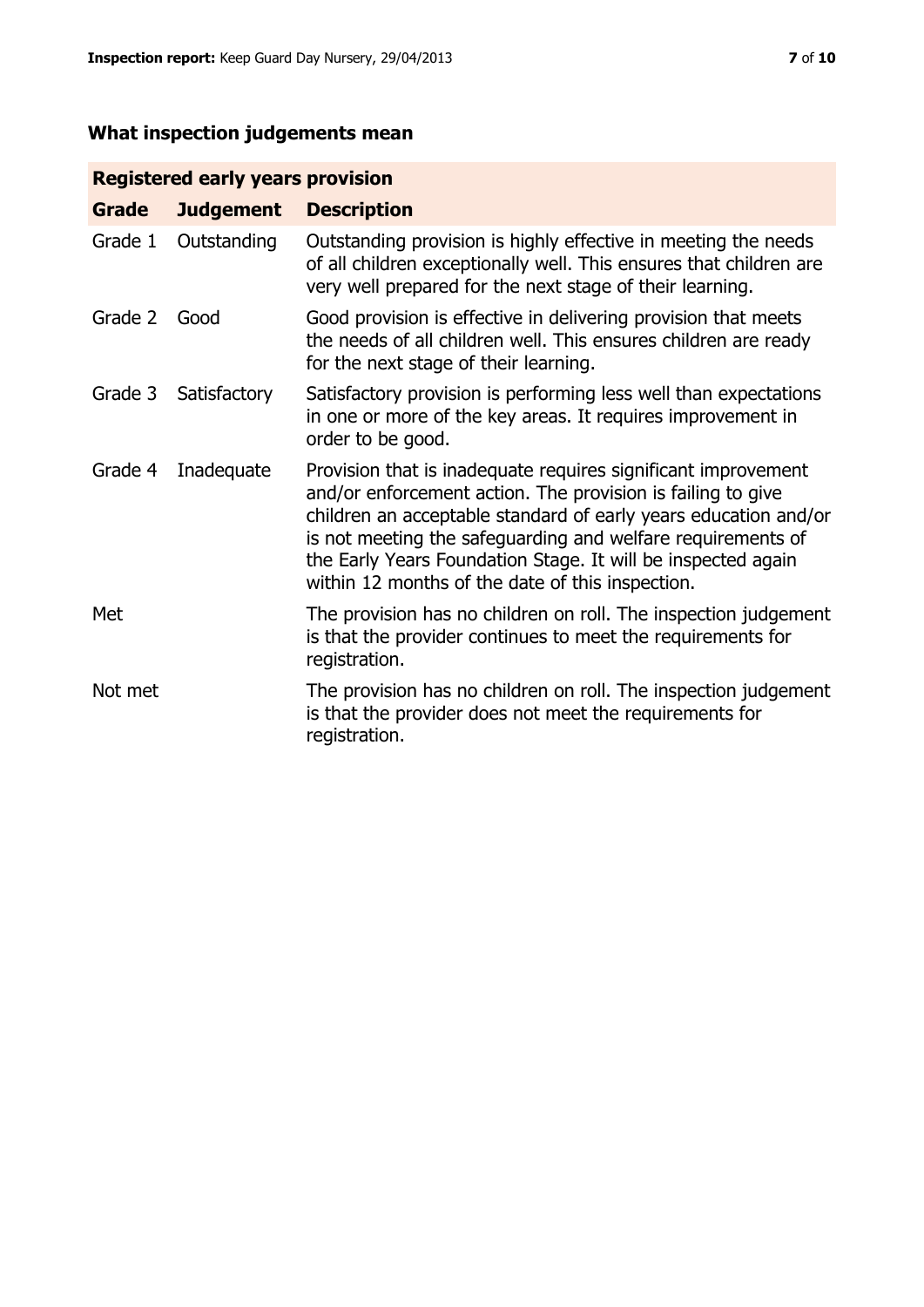## What inspection judgements mean

| Registered early years provision | | |
|---|---|---|
| **Grade** | **Judgement** | **Description** |
| Grade 1 | Outstanding | Outstanding provision is highly effective in meeting the needs of all children exceptionally well. This ensures that children are very well prepared for the next stage of their learning. |
| Grade 2 | Good | Good provision is effective in delivering provision that meets the needs of all children well. This ensures children are ready for the next stage of their learning. |
| Grade 3 | Satisfactory | Satisfactory provision is performing less well than expectations in one or more of the key areas. It requires improvement in order to be good. |
| Grade 4 | Inadequate | Provision that is inadequate requires significant improvement and/or enforcement action. The provision is failing to give children an acceptable standard of early years education and/or is not meeting the safeguarding and welfare requirements of the Early Years Foundation Stage. It will be inspected again within 12 months of the date of this inspection. |
| Met | | The provision has no children on roll. The inspection judgement is that the provider continues to meet the requirements for registration. |
| Not met | | The provision has no children on roll. The inspection judgement is that the provider does not meet the requirements for registration. |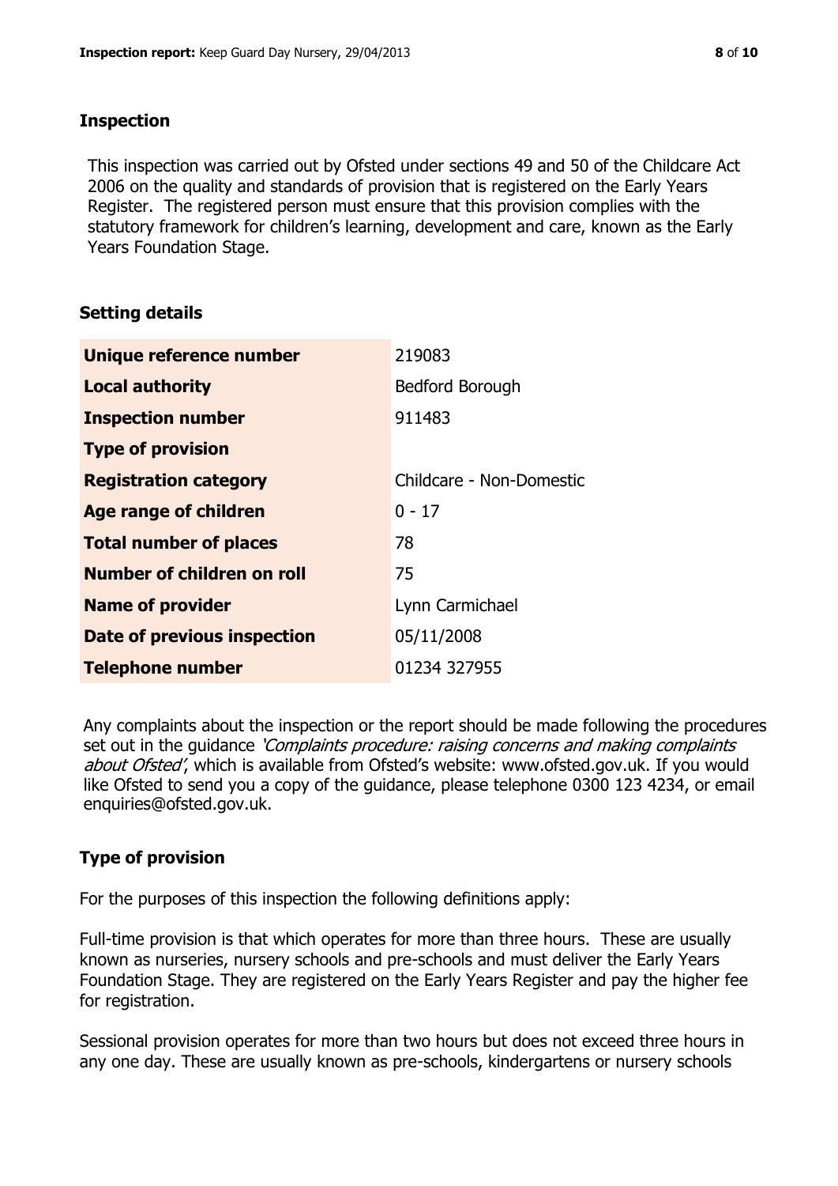## Inspection

This inspection was carried out by Ofsted under sections 49 and 50 of the Childcare Act 2006 on the quality and standards of provision that is registered on the Early Years Register. The registered person must ensure that this provision complies with the statutory framework for children's learning, development and care, known as the Early Years Foundation Stage.

## Setting details

| | |
|---|---|
| **Unique reference number** | 219083 |
| **Local authority** | Bedford Borough |
| **Inspection number** | 911483 |
| **Type of provision** | |
| **Registration category** | Childcare - Non-Domestic |
| **Age range of children** | 0 - 17 |
| **Total number of places** | 78 |
| **Number of children on roll** | 75 |
| **Name of provider** | Lynn Carmichael |
| **Date of previous inspection** | 05/11/2008 |
| **Telephone number** | 01234 327955 |

Any complaints about the inspection or the report should be made following the procedures set out in the guidance *'Complaints procedure: raising concerns and making complaints about Ofsted'*, which is available from Ofsted's website: www.ofsted.gov.uk. If you would like Ofsted to send you a copy of the guidance, please telephone 0300 123 4234, or email enquiries@ofsted.gov.uk.

## Type of provision

For the purposes of this inspection the following definitions apply:

Full-time provision is that which operates for more than three hours. These are usually known as nurseries, nursery schools and pre-schools and must deliver the Early Years Foundation Stage. They are registered on the Early Years Register and pay the higher fee for registration.

Sessional provision operates for more than two hours but does not exceed three hours in any one day. These are usually known as pre-schools, kindergartens or nursery schools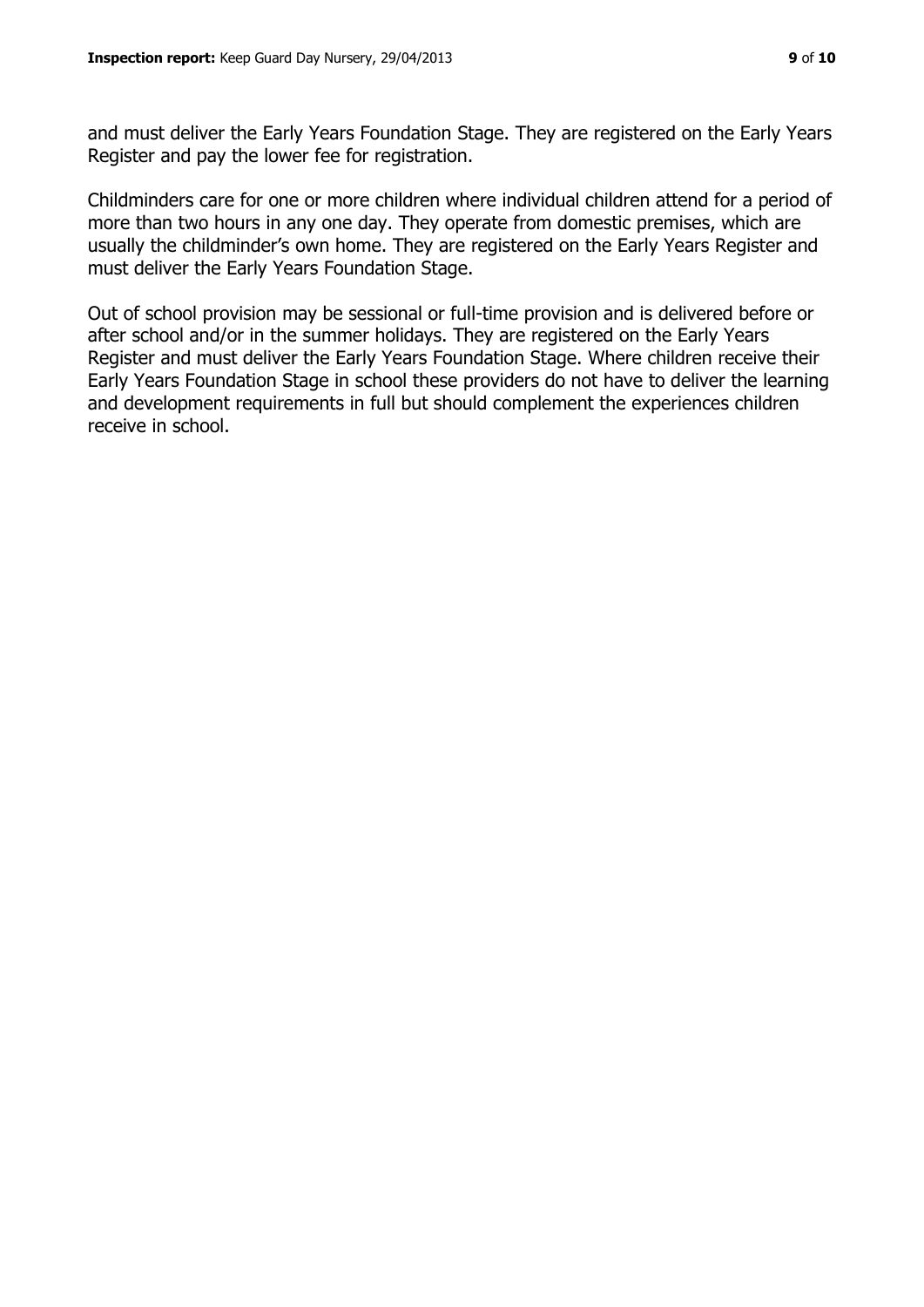and must deliver the Early Years Foundation Stage. They are registered on the Early Years Register and pay the lower fee for registration.

Childminders care for one or more children where individual children attend for a period of more than two hours in any one day. They operate from domestic premises, which are usually the childminder's own home. They are registered on the Early Years Register and must deliver the Early Years Foundation Stage.

Out of school provision may be sessional or full-time provision and is delivered before or after school and/or in the summer holidays. They are registered on the Early Years Register and must deliver the Early Years Foundation Stage. Where children receive their Early Years Foundation Stage in school these providers do not have to deliver the learning and development requirements in full but should complement the experiences children receive in school.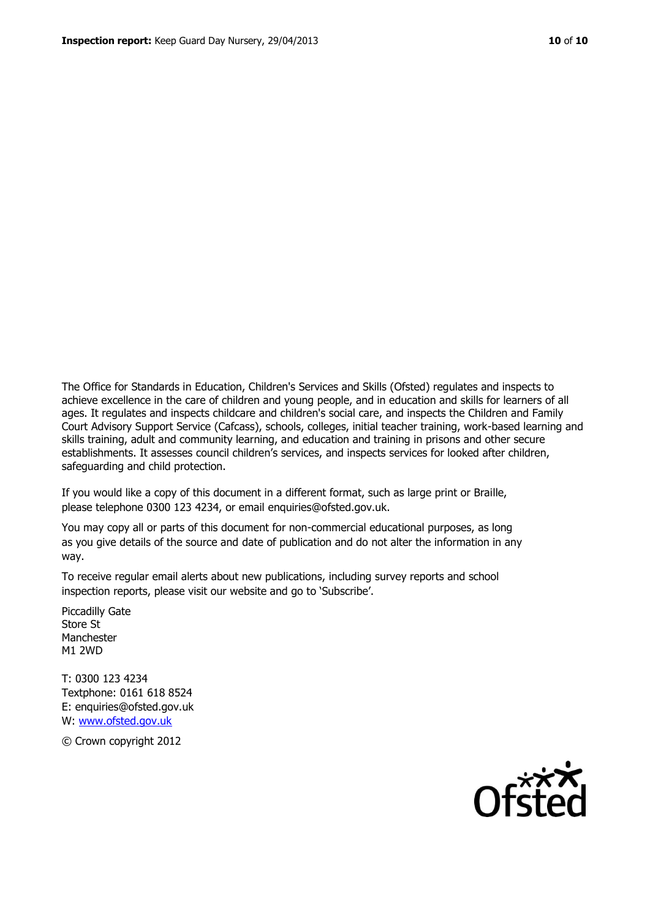The Office for Standards in Education, Children's Services and Skills (Ofsted) regulates and inspects to achieve excellence in the care of children and young people, and in education and skills for learners of all ages. It regulates and inspects childcare and children's social care, and inspects the Children and Family Court Advisory Support Service (Cafcass), schools, colleges, initial teacher training, work-based learning and skills training, adult and community learning, and education and training in prisons and other secure establishments. It assesses council children's services, and inspects services for looked after children, safeguarding and child protection.

If you would like a copy of this document in a different format, such as large print or Braille, please telephone 0300 123 4234, or email enquiries@ofsted.gov.uk.

You may copy all or parts of this document for non-commercial educational purposes, as long as you give details of the source and date of publication and do not alter the information in any way.

To receive regular email alerts about new publications, including survey reports and school inspection reports, please visit our website and go to 'Subscribe'.

Piccadilly Gate
Store St
Manchester
M1 2WD

T: 0300 123 4234
Textphone: 0161 618 8524
E: enquiries@ofsted.gov.uk
W: www.ofsted.gov.uk

© Crown copyright 2012

Ofsted